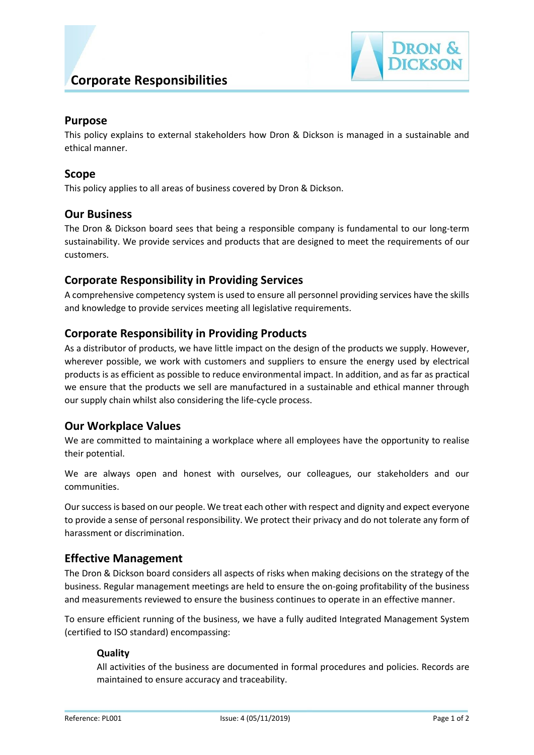# Corporate Responsibilities

## Purpose

This policy explains to external stakeholders how Dron & Dickson is managed in a sustainable and ethical manner.

## Scope

This policy applies to all areas of business covered by Dron & Dickson.

## Our Business

The Dron & Dickson board sees that being a responsible company is fundamental to our long-term sustainability. We provide services and products that are designed to meet the requirements of our customers.

## Corporate Responsibility in Providing Services

A comprehensive competency system is used to ensure all personnel providing services have the skills and knowledge to provide services meeting all legislative requirements.

## Corporate Responsibility in Providing Products

As a distributor of products, we have little impact on the design of the products we supply. However, wherever possible, we work with customers and suppliers to ensure the energy used by electrical products is as efficient as possible to reduce environmental impact. In addition, and as far as practical we ensure that the products we sell are manufactured in a sustainable and ethical manner through our supply chain whilst also considering the life-cycle process.

## Our Workplace Values

We are committed to maintaining a workplace where all employees have the opportunity to realise their potential.

We are always open and honest with ourselves, our colleagues, our stakeholders and our communities.

Our success is based on our people. We treat each other with respect and dignity and expect everyone to provide a sense of personal responsibility. We protect their privacy and do not tolerate any form of harassment or discrimination.

## Effective Management

The Dron & Dickson board considers all aspects of risks when making decisions on the strategy of the business. Regular management meetings are held to ensure the on-going profitability of the business and measurements reviewed to ensure the business continues to operate in an effective manner.

To ensure efficient running of the business, we have a fully audited Integrated Management System (certified to ISO standard) encompassing:

### Quality

All activities of the business are documented in formal procedures and policies. Records are maintained to ensure accuracy and traceability.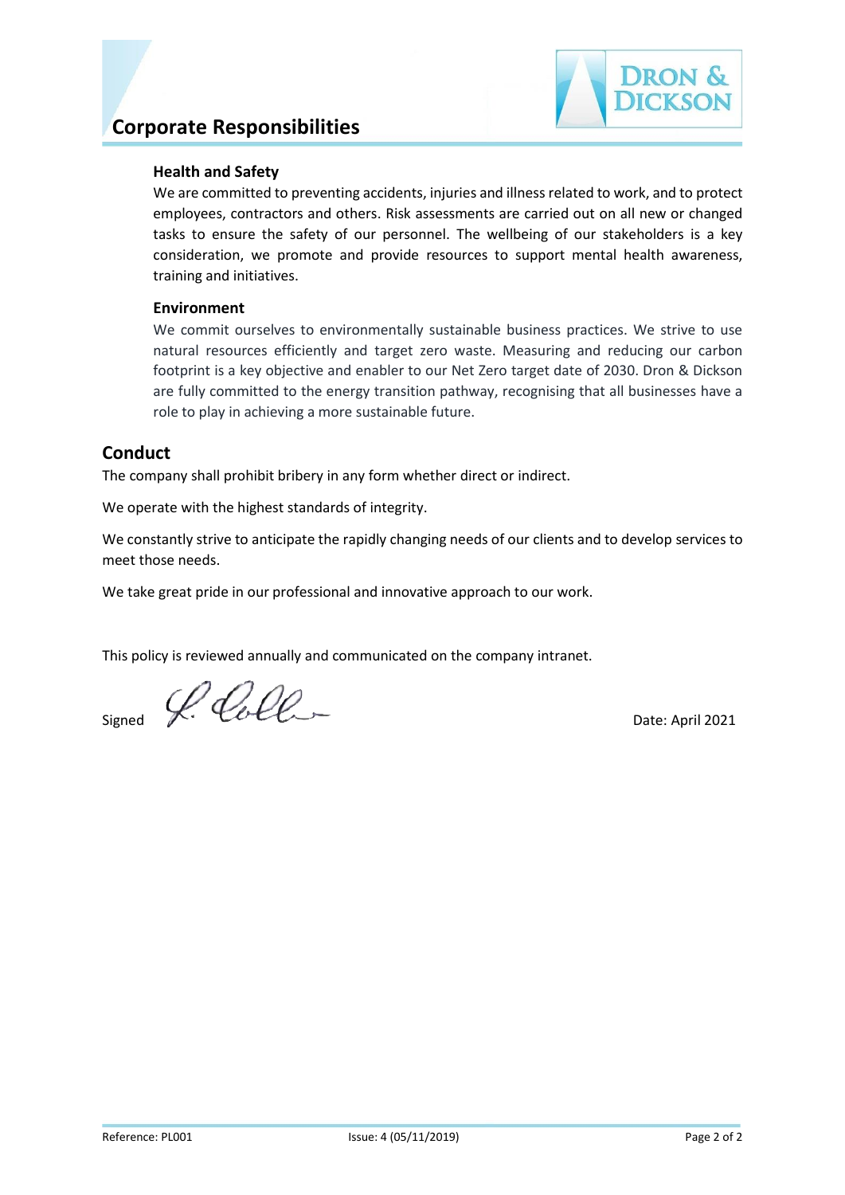## Corporate Responsibilities

### Health and Safety

We are committed to preventing accidents, injuries and illness related to work, and to protect employees, contractors and others. Risk assessments are carried out on all new or changed tasks to ensure the safety of our personnel. The wellbeing of our stakeholders is a key consideration, we promote and provide resources to support mental health awareness, training and initiatives.

### Environment

We commit ourselves to environmentally sustainable business practices. We strive to use natural resources efficiently and target zero waste. Measuring and reducing our carbon footprint is a key objective and enabler to our Net Zero target date of 2030. Dron & Dickson are fully committed to the energy transition pathway, recognising that all businesses have a role to play in achieving a more sustainable future.

## Conduct

The company shall prohibit bribery in any form whether direct or indirect.

We operate with the highest standards of integrity.

We constantly strive to anticipate the rapidly changing needs of our clients and to develop services to meet those needs.

We take great pride in our professional and innovative approach to our work.

This policy is reviewed annually and communicated on the company intranet.

Signed                                                                                                    Date: April 2021

Reference: PL001        Issue: 4 (05/11/2019)